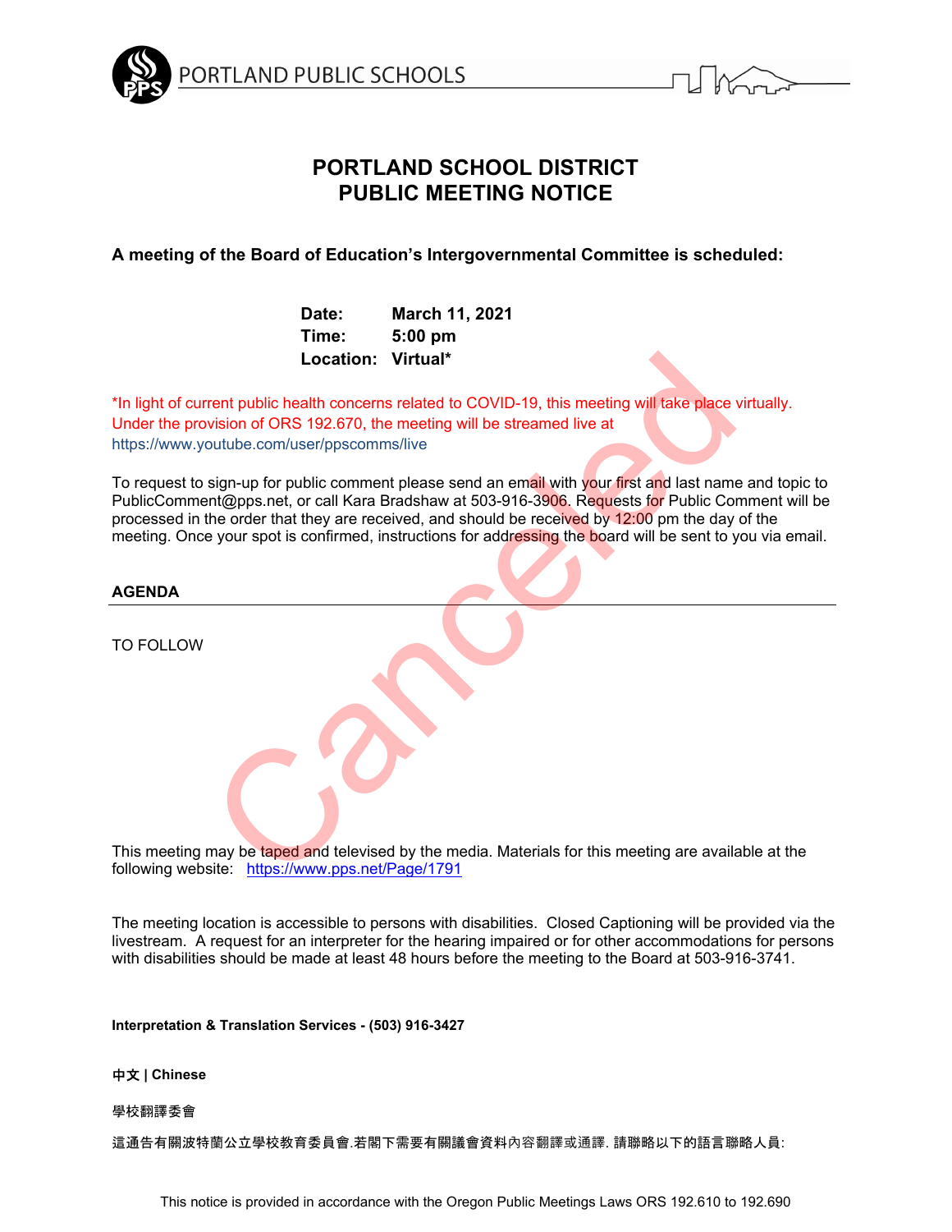PORTLAND PUBLIC SCHOOLS

# PORTLAND SCHOOL DISTRICT
# PUBLIC MEETING NOTICE

Canceled

**A meeting of the Board of Education's Intergovernmental Committee is scheduled:**

**Date:** March 11, 2021
**Time:** 5:00 pm
**Location:** Virtual*

*In light of current public health concerns related to COVID-19, this meeting will take place virtually. Under the provision of ORS 192.670, the meeting will be streamed live at https://www.youtube.com/user/ppscomms/live

To request to sign-up for public comment please send an email with your first and last name and topic to PublicComment@pps.net, or call Kara Bradshaw at 503-916-3906. Requests for Public Comment will be processed in the order that they are received, and should be received by 12:00 pm the day of the meeting. Once your spot is confirmed, instructions for addressing the board will be sent to you via email.

**AGENDA**

TO FOLLOW

This meeting may be taped and televised by the media. Materials for this meeting are available at the following website: https://www.pps.net/Page/1791

The meeting location is accessible to persons with disabilities. Closed Captioning will be provided via the livestream. A request for an interpreter for the hearing impaired or for other accommodations for persons with disabilities should be made at least 48 hours before the meeting to the Board at 503-916-3741.

**Interpretation & Translation Services - (503) 916-3427**

**中文 | Chinese**

學校翻譯委會

這通告有關波特蘭公立學校教育委員會.若閣下需要有關議會資料內容翻譯或通譯. 請聯略以下的語言聯略人員:

This notice is provided in accordance with the Oregon Public Meetings Laws ORS 192.610 to 192.690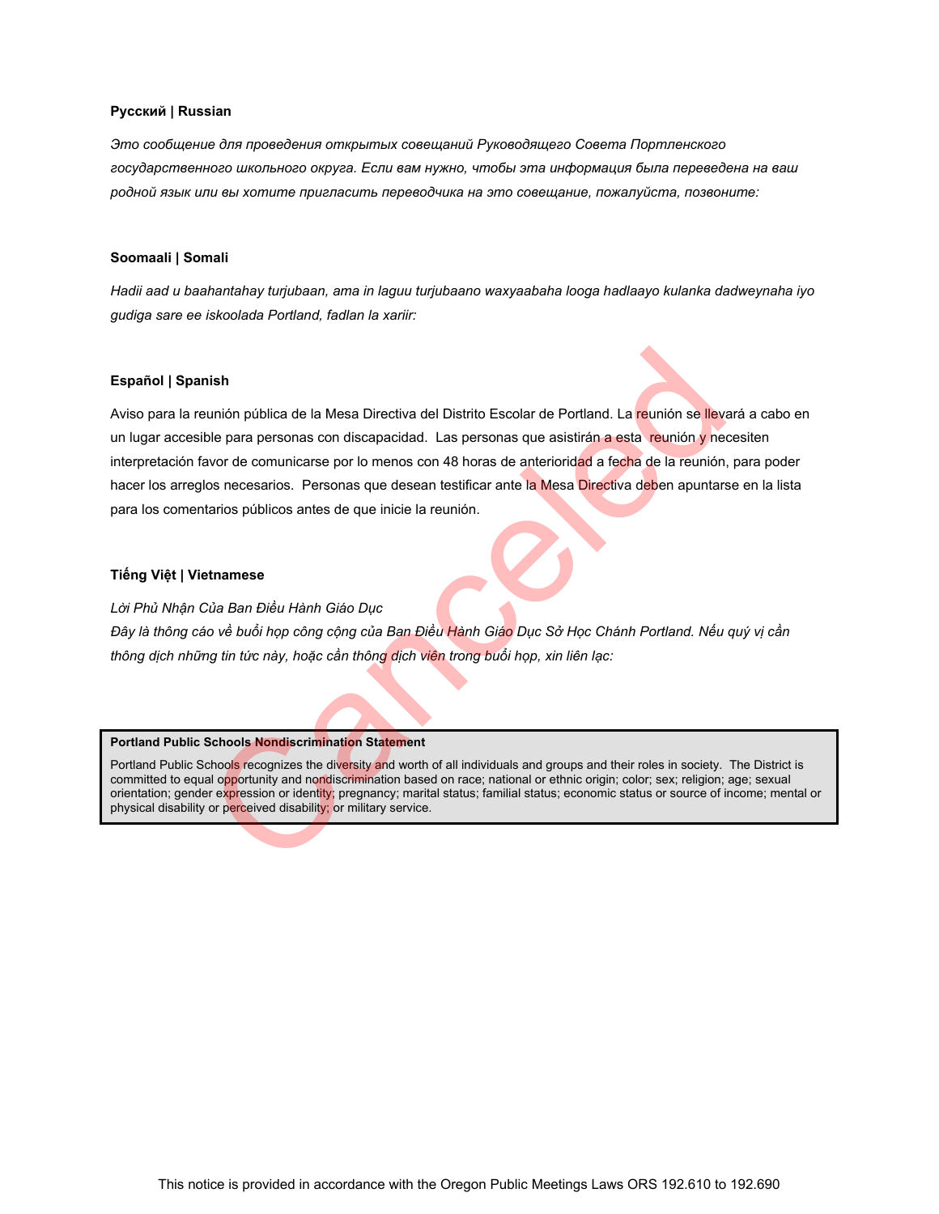**Русский | Russian**

*Это сообщение для проведения открытых совещаний Руководящего Совета Портленского государственного школьного округа. Если вам нужно, чтобы эта информация была переведена на ваш родной язык или вы хотите пригласить переводчика на это совещание, пожалуйста, позвоните:*

**Soomaali | Somali**

*Hadii aad u baahantahay turjubaan, ama in laguu turjubaano waxyaabaha looga hadlaayo kulanka dadweynaha iyo gudiga sare ee iskoolada Portland, fadlan la xariir:*

**Español | Spanish**

Aviso para la reunión pública de la Mesa Directiva del Distrito Escolar de Portland. La reunión se llevará a cabo en un lugar accesible para personas con discapacidad. Las personas que asistirán a esta reunión y necesiten interpretación favor de comunicarse por lo menos con 48 horas de anterioridad a fecha de la reunión, para poder hacer los arreglos necesarios. Personas que desean testificar ante la Mesa Directiva deben apuntarse en la lista para los comentarios públicos antes de que inicie la reunión.

**Tiếng Việt | Vietnamese**

*Lời Phủ Nhận Của Ban Điều Hành Giáo Dục*
*Đây là thông cáo về buổi họp công cộng của Ban Điều Hành Giáo Dục Sở Học Chánh Portland. Nếu quý vị cần thông dịch những tin tức này, hoặc cần thông dịch viên trong buổi họp, xin liên lạc:*

**Portland Public Schools Nondiscrimination Statement**

Portland Public Schools recognizes the diversity and worth of all individuals and groups and their roles in society. The District is committed to equal opportunity and nondiscrimination based on race; national or ethnic origin; color; sex; religion; age; sexual orientation; gender expression or identity; pregnancy; marital status; familial status; economic status or source of income; mental or physical disability or perceived disability; or military service.

Canceled

This notice is provided in accordance with the Oregon Public Meetings Laws ORS 192.610 to 192.690